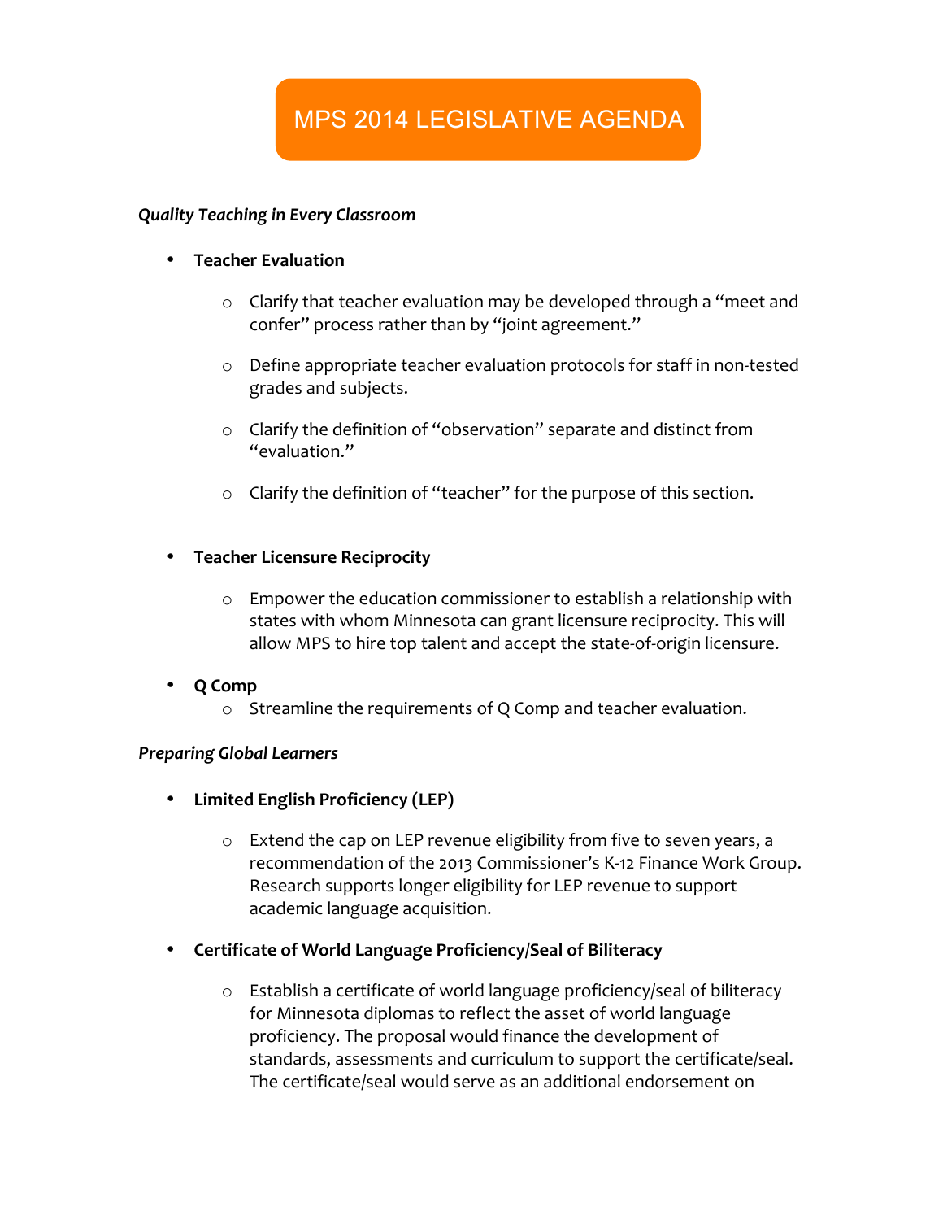# MPS 2014 LEGISLATIVE AGENDA

***Quality Teaching in Every Classroom***

- **Teacher Evaluation**
  - Clarify that teacher evaluation may be developed through a "meet and confer" process rather than by "joint agreement."
  - Define appropriate teacher evaluation protocols for staff in non-tested grades and subjects.
  - Clarify the definition of "observation" separate and distinct from "evaluation."
  - Clarify the definition of "teacher" for the purpose of this section.

- **Teacher Licensure Reciprocity**
  - Empower the education commissioner to establish a relationship with states with whom Minnesota can grant licensure reciprocity. This will allow MPS to hire top talent and accept the state-of-origin licensure.

- **Q Comp**
  - Streamline the requirements of Q Comp and teacher evaluation.

***Preparing Global Learners***

- **Limited English Proficiency (LEP)**
  - Extend the cap on LEP revenue eligibility from five to seven years, a recommendation of the 2013 Commissioner's K-12 Finance Work Group. Research supports longer eligibility for LEP revenue to support academic language acquisition.

- **Certificate of World Language Proficiency/Seal of Biliteracy**
  - Establish a certificate of world language proficiency/seal of biliteracy for Minnesota diplomas to reflect the asset of world language proficiency. The proposal would finance the development of standards, assessments and curriculum to support the certificate/seal. The certificate/seal would serve as an additional endorsement on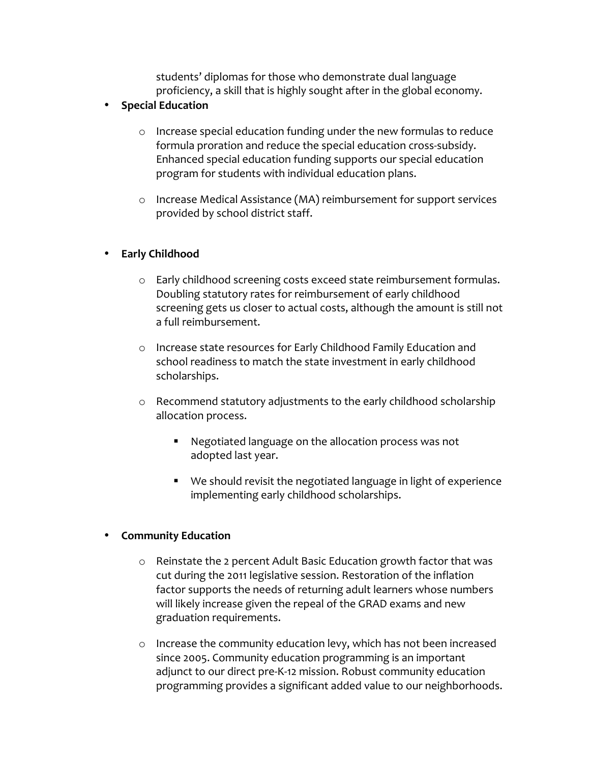students' diplomas for those who demonstrate dual language proficiency, a skill that is highly sought after in the global economy.

- **Special Education**
  - Increase special education funding under the new formulas to reduce formula proration and reduce the special education cross-subsidy. Enhanced special education funding supports our special education program for students with individual education plans.
  - Increase Medical Assistance (MA) reimbursement for support services provided by school district staff.

- **Early Childhood**
  - Early childhood screening costs exceed state reimbursement formulas. Doubling statutory rates for reimbursement of early childhood screening gets us closer to actual costs, although the amount is still not a full reimbursement.
  - Increase state resources for Early Childhood Family Education and school readiness to match the state investment in early childhood scholarships.
  - Recommend statutory adjustments to the early childhood scholarship allocation process.
    - Negotiated language on the allocation process was not adopted last year.
    - We should revisit the negotiated language in light of experience implementing early childhood scholarships.

- **Community Education**
  - Reinstate the 2 percent Adult Basic Education growth factor that was cut during the 2011 legislative session. Restoration of the inflation factor supports the needs of returning adult learners whose numbers will likely increase given the repeal of the GRAD exams and new graduation requirements.
  - Increase the community education levy, which has not been increased since 2005. Community education programming is an important adjunct to our direct pre-K-12 mission. Robust community education programming provides a significant added value to our neighborhoods.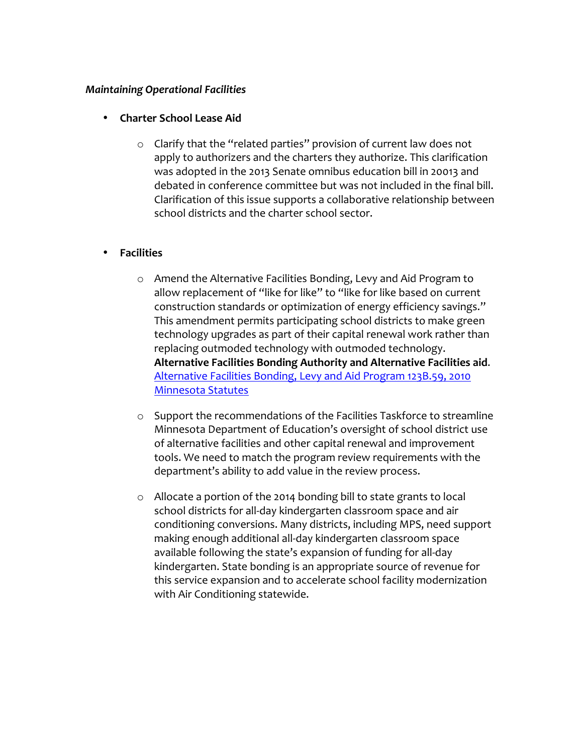*Maintaining Operational Facilities*

- **Charter School Lease Aid**
    - Clarify that the "related parties" provision of current law does not apply to authorizers and the charters they authorize. This clarification was adopted in the 2013 Senate omnibus education bill in 20013 and debated in conference committee but was not included in the final bill. Clarification of this issue supports a collaborative relationship between school districts and the charter school sector.

- **Facilities**
    - Amend the Alternative Facilities Bonding, Levy and Aid Program to allow replacement of "like for like" to "like for like based on current construction standards or optimization of energy efficiency savings." This amendment permits participating school districts to make green technology upgrades as part of their capital renewal work rather than replacing outmoded technology with outmoded technology. **Alternative Facilities Bonding Authority and Alternative Facilities aid**. Alternative Facilities Bonding, Levy and Aid Program 123B.59, 2010 Minnesota Statutes
    - Support the recommendations of the Facilities Taskforce to streamline Minnesota Department of Education's oversight of school district use of alternative facilities and other capital renewal and improvement tools. We need to match the program review requirements with the department's ability to add value in the review process.
    - Allocate a portion of the 2014 bonding bill to state grants to local school districts for all-day kindergarten classroom space and air conditioning conversions. Many districts, including MPS, need support making enough additional all-day kindergarten classroom space available following the state's expansion of funding for all-day kindergarten. State bonding is an appropriate source of revenue for this service expansion and to accelerate school facility modernization with Air Conditioning statewide.